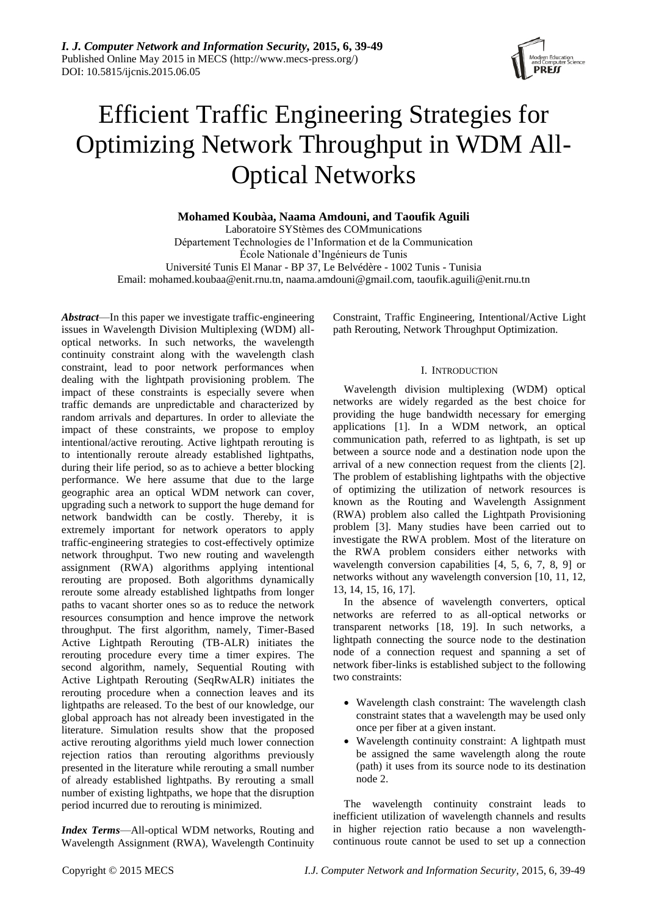# Efficient Traffic Engineering Strategies for Optimizing Network Throughput in WDM All-Optical Networks

**Mohamed Koubàa, Naama Amdouni, and Taoufik Aguili**

Laboratoire SYStèmes des COMmunications
Département Technologies de l'Information et de la Communication
École Nationale d'Ingénieurs de Tunis
Université Tunis El Manar - BP 37, Le Belvédère - 1002 Tunis - Tunisia
Email: mohamed.koubaa@enit.rnu.tn, naama.amdouni@gmail.com, taoufik.aguili@enit.rnu.tn

***Abstract*—In this paper we investigate traffic-engineering issues in Wavelength Division Multiplexing (WDM) all-optical networks. In such networks, the wavelength continuity constraint along with the wavelength clash constraint, lead to poor network performances when dealing with the lightpath provisioning problem. The impact of these constraints is especially severe when traffic demands are unpredictable and characterized by random arrivals and departures. In order to alleviate the impact of these constraints, we propose to employ intentional/active rerouting. Active lightpath rerouting is to intentionally reroute already established lightpaths, during their life period, so as to achieve a better blocking performance. We here assume that due to the large geographic area an optical WDM network can cover, upgrading such a network to support the huge demand for network bandwidth can be costly. Thereby, it is extremely important for network operators to apply traffic-engineering strategies to cost-effectively optimize network throughput. Two new routing and wavelength assignment (RWA) algorithms applying intentional rerouting are proposed. Both algorithms dynamically reroute some already established lightpaths from longer paths to vacant shorter ones so as to reduce the network resources consumption and hence improve the network throughput. The first algorithm, namely, Timer-Based Active Lightpath Rerouting (TB-ALR) initiates the rerouting procedure every time a timer expires. The second algorithm, namely, Sequential Routing with Active Lightpath Rerouting (SeqRwALR) initiates the rerouting procedure when a connection leaves and its lightpaths are released. To the best of our knowledge, our global approach has not already been investigated in the literature. Simulation results show that the proposed active rerouting algorithms yield much lower connection rejection ratios than rerouting algorithms previously presented in the literature while rerouting a small number of already established lightpaths. By rerouting a small number of existing lightpaths, we hope that the disruption period incurred due to rerouting is minimized.**

***Index Terms*—All-optical WDM networks, Routing and Wavelength Assignment (RWA), Wavelength Continuity Constraint, Traffic Engineering, Intentional/Active Light path Rerouting, Network Throughput Optimization.**

## I. Introduction

Wavelength division multiplexing (WDM) optical networks are widely regarded as the best choice for providing the huge bandwidth necessary for emerging applications [1]. In a WDM network, an optical communication path, referred to as lightpath, is set up between a source node and a destination node upon the arrival of a new connection request from the clients [2]. The problem of establishing lightpaths with the objective of optimizing the utilization of network resources is known as the Routing and Wavelength Assignment (RWA) problem also called the Lightpath Provisioning problem [3]. Many studies have been carried out to investigate the RWA problem. Most of the literature on the RWA problem considers either networks with wavelength conversion capabilities [4, 5, 6, 7, 8, 9] or networks without any wavelength conversion [10, 11, 12, 13, 14, 15, 16, 17].

In the absence of wavelength converters, optical networks are referred to as all-optical networks or transparent networks [18, 19]. In such networks, a lightpath connecting the source node to the destination node of a connection request and spanning a set of network fiber-links is established subject to the following two constraints:

- Wavelength clash constraint: The wavelength clash constraint states that a wavelength may be used only once per fiber at a given instant.
- Wavelength continuity constraint: A lightpath must be assigned the same wavelength along the route (path) it uses from its source node to its destination node 2.

The wavelength continuity constraint leads to inefficient utilization of wavelength channels and results in higher rejection ratio because a non wavelength-continuous route cannot be used to set up a connection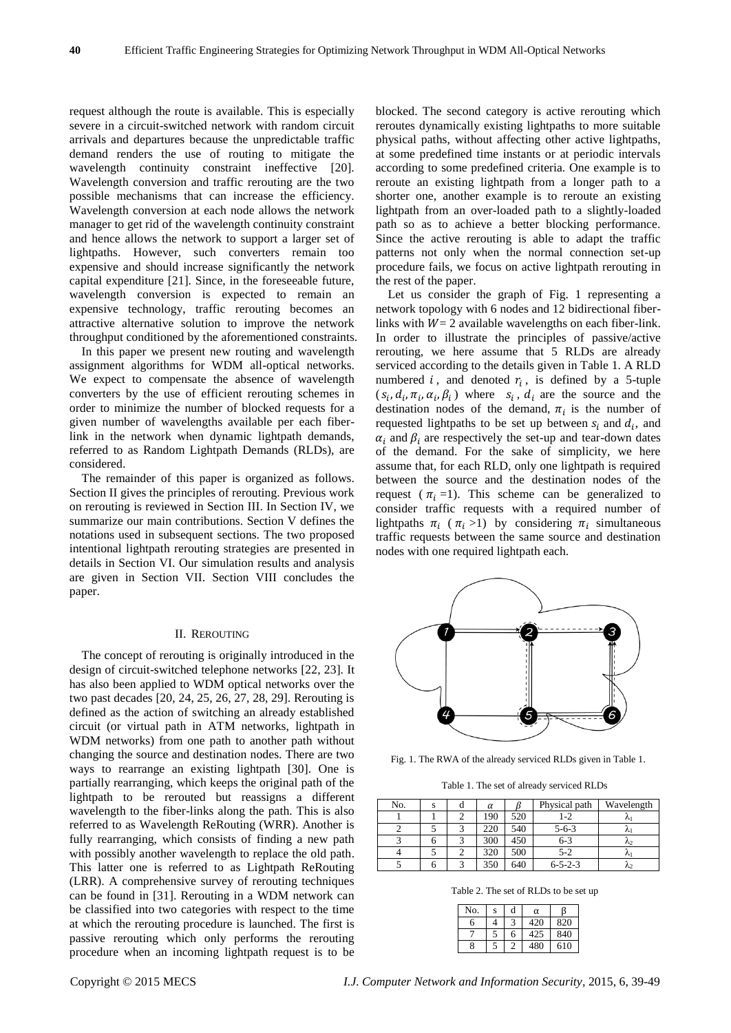request although the route is available. This is especially severe in a circuit-switched network with random circuit arrivals and departures because the unpredictable traffic demand renders the use of routing to mitigate the wavelength continuity constraint ineffective [20]. Wavelength conversion and traffic rerouting are the two possible mechanisms that can increase the efficiency. Wavelength conversion at each node allows the network manager to get rid of the wavelength continuity constraint and hence allows the network to support a larger set of lightpaths. However, such converters remain too expensive and should increase significantly the network capital expenditure [21]. Since, in the foreseeable future, wavelength conversion is expected to remain an expensive technology, traffic rerouting becomes an attractive alternative solution to improve the network throughput conditioned by the aforementioned constraints.

In this paper we present new routing and wavelength assignment algorithms for WDM all-optical networks. We expect to compensate the absence of wavelength converters by the use of efficient rerouting schemes in order to minimize the number of blocked requests for a given number of wavelengths available per each fiber-link in the network when dynamic lightpath demands, referred to as Random Lightpath Demands (RLDs), are considered.

The remainder of this paper is organized as follows. Section II gives the principles of rerouting. Previous work on rerouting is reviewed in Section III. In Section IV, we summarize our main contributions. Section V defines the notations used in subsequent sections. The two proposed intentional lightpath rerouting strategies are presented in details in Section VI. Our simulation results and analysis are given in Section VII. Section VIII concludes the paper.

## II. Rerouting

The concept of rerouting is originally introduced in the design of circuit-switched telephone networks [22, 23]. It has also been applied to WDM optical networks over the two past decades [20, 24, 25, 26, 27, 28, 29]. Rerouting is defined as the action of switching an already established circuit (or virtual path in ATM networks, lightpath in WDM networks) from one path to another path without changing the source and destination nodes. There are two ways to rearrange an existing lightpath [30]. One is partially rearranging, which keeps the original path of the lightpath to be rerouted but reassigns a different wavelength to the fiber-links along the path. This is also referred to as Wavelength ReRouting (WRR). Another is fully rearranging, which consists of finding a new path with possibly another wavelength to replace the old path. This latter one is referred to as Lightpath ReRouting (LRR). A comprehensive survey of rerouting techniques can be found in [31]. Rerouting in a WDM network can be classified into two categories with respect to the time at which the rerouting procedure is launched. The first is passive rerouting which only performs the rerouting procedure when an incoming lightpath request is to be blocked. The second category is active rerouting which reroutes dynamically existing lightpaths to more suitable physical paths, without affecting other active lightpaths, at some predefined time instants or at periodic intervals according to some predefined criteria. One example is to reroute an existing lightpath from a longer path to a shorter one, another example is to reroute an existing lightpath from an over-loaded path to a slightly-loaded path so as to achieve a better blocking performance. Since the active rerouting is able to adapt the traffic patterns not only when the normal connection set-up procedure fails, we focus on active lightpath rerouting in the rest of the paper.

Let us consider the graph of Fig. 1 representing a network topology with 6 nodes and 12 bidirectional fiber-links with $W = 2$ available wavelengths on each fiber-link. In order to illustrate the principles of passive/active rerouting, we here assume that 5 RLDs are already serviced according to the details given in Table 1. A RLD numbered $i$, and denoted $r_i$, is defined by a 5-tuple $(s_i, d_i, \pi_i, \alpha_i, \beta_i)$ where $s_i$, $d_i$ are the source and the destination nodes of the demand, $\pi_i$ is the number of requested lightpaths to be set up between $s_i$ and $d_i$, and $\alpha_i$ and $\beta_i$ are respectively the set-up and tear-down dates of the demand. For the sake of simplicity, we here assume that, for each RLD, only one lightpath is required between the source and the destination nodes of the request ($\pi_i = 1$). This scheme can be generalized to consider traffic requests with a required number of lightpaths $\pi_i$ ($\pi_i > 1$) by considering $\pi_i$ simultaneous traffic requests between the same source and destination nodes with one required lightpath each.

Fig. 1. The RWA of the already serviced RLDs given in Table 1.

Table 1. The set of already serviced RLDs

| No. | s | d | $\alpha$ | $\beta$ | Physical path | Wavelength |
|---|---|---|---|---|---|---|
| 1 | 1 | 2 | 190 | 520 | 1-2 | $\lambda_1$ |
| 2 | 5 | 3 | 220 | 540 | 5-6-3 | $\lambda_1$ |
| 3 | 6 | 3 | 300 | 450 | 6-3 | $\lambda_2$ |
| 4 | 5 | 2 | 320 | 500 | 5-2 | $\lambda_1$ |
| 5 | 6 | 3 | 350 | 640 | 6-5-2-3 | $\lambda_2$ |

Table 2. The set of RLDs to be set up

| No. | s | d | $\alpha$ | $\beta$ |
|---|---|---|---|---|
| 6 | 4 | 3 | 420 | 820 |
| 7 | 5 | 6 | 425 | 840 |
| 8 | 5 | 2 | 480 | 610 |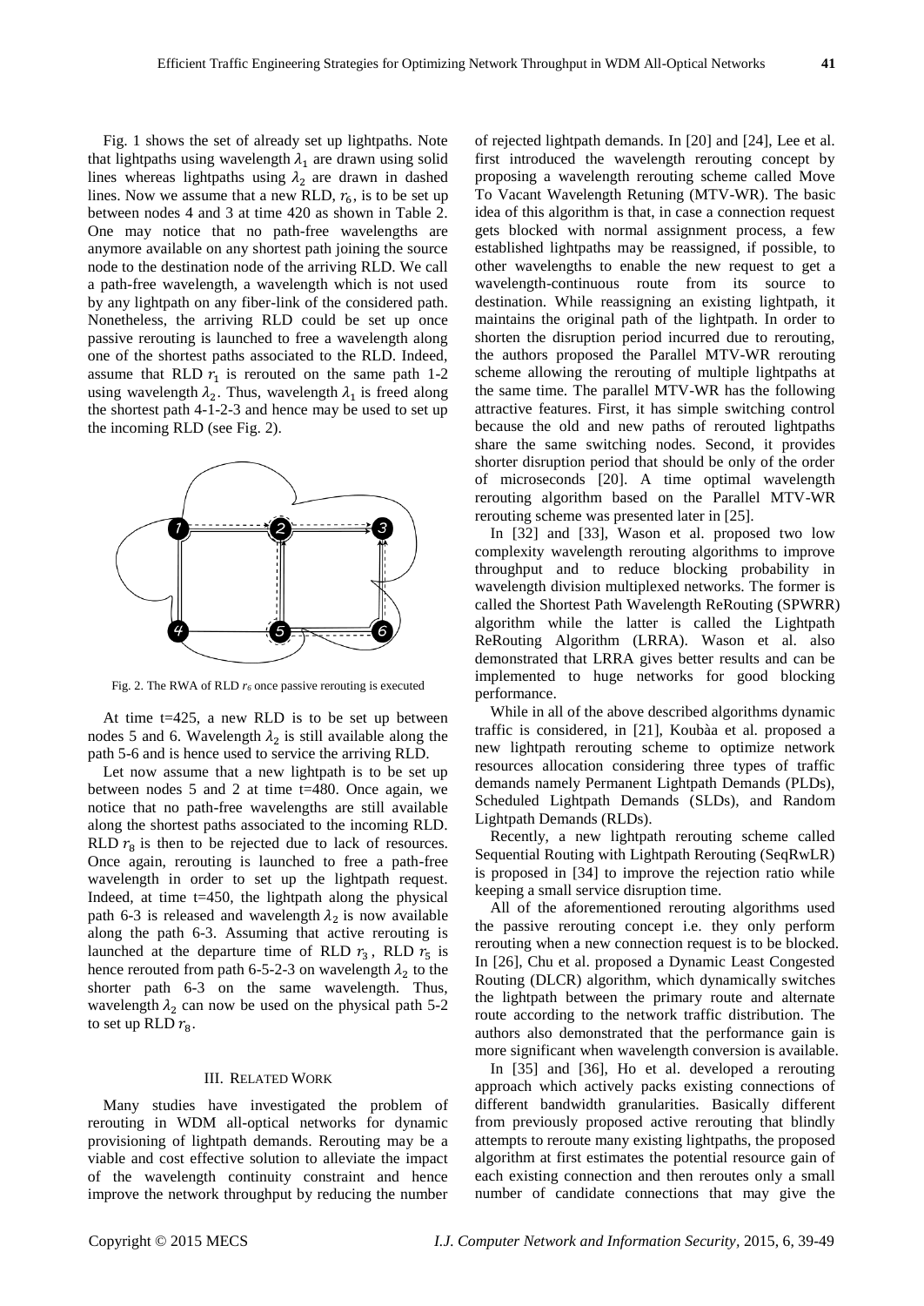Fig. 1 shows the set of already set up lightpaths. Note that lightpaths using wavelength $\lambda_1$ are drawn using solid lines whereas lightpaths using $\lambda_2$ are drawn in dashed lines. Now we assume that a new RLD, $r_6$, is to be set up between nodes 4 and 3 at time 420 as shown in Table 2. One may notice that no path-free wavelengths are anymore available on any shortest path joining the source node to the destination node of the arriving RLD. We call a path-free wavelength, a wavelength which is not used by any lightpath on any fiber-link of the considered path. Nonetheless, the arriving RLD could be set up once passive rerouting is launched to free a wavelength along one of the shortest paths associated to the RLD. Indeed, assume that RLD $r_1$ is rerouted on the same path 1-2 using wavelength $\lambda_2$. Thus, wavelength $\lambda_1$ is freed along the shortest path 4-1-2-3 and hence may be used to set up the incoming RLD (see Fig. 2).

Fig. 2. The RWA of RLD $r_6$ once passive rerouting is executed

At time t=425, a new RLD is to be set up between nodes 5 and 6. Wavelength $\lambda_2$ is still available along the path 5-6 and is hence used to service the arriving RLD.

Let now assume that a new lightpath is to be set up between nodes 5 and 2 at time t=480. Once again, we notice that no path-free wavelengths are still available along the shortest paths associated to the incoming RLD. RLD $r_8$ is then to be rejected due to lack of resources. Once again, rerouting is launched to free a path-free wavelength in order to set up the lightpath request. Indeed, at time t=450, the lightpath along the physical path 6-3 is released and wavelength $\lambda_2$ is now available along the path 6-3. Assuming that active rerouting is launched at the departure time of RLD $r_3$, RLD $r_5$ is hence rerouted from path 6-5-2-3 on wavelength $\lambda_2$ to the shorter path 6-3 on the same wavelength. Thus, wavelength $\lambda_2$ can now be used on the physical path 5-2 to set up RLD $r_8$.

## III. Related Work

Many studies have investigated the problem of rerouting in WDM all-optical networks for dynamic provisioning of lightpath demands. Rerouting may be a viable and cost effective solution to alleviate the impact of the wavelength continuity constraint and hence improve the network throughput by reducing the number of rejected lightpath demands. In [20] and [24], Lee et al. first introduced the wavelength rerouting concept by proposing a wavelength rerouting scheme called Move To Vacant Wavelength Retuning (MTV-WR). The basic idea of this algorithm is that, in case a connection request gets blocked with normal assignment process, a few established lightpaths may be reassigned, if possible, to other wavelengths to enable the new request to get a wavelength-continuous route from its source to destination. While reassigning an existing lightpath, it maintains the original path of the lightpath. In order to shorten the disruption period incurred due to rerouting, the authors proposed the Parallel MTV-WR rerouting scheme allowing the rerouting of multiple lightpaths at the same time. The parallel MTV-WR has the following attractive features. First, it has simple switching control because the old and new paths of rerouted lightpaths share the same switching nodes. Second, it provides shorter disruption period that should be only of the order of microseconds [20]. A time optimal wavelength rerouting algorithm based on the Parallel MTV-WR rerouting scheme was presented later in [25].

In [32] and [33], Wason et al. proposed two low complexity wavelength rerouting algorithms to improve throughput and to reduce blocking probability in wavelength division multiplexed networks. The former is called the Shortest Path Wavelength ReRouting (SPWRR) algorithm while the latter is called the Lightpath ReRouting Algorithm (LRRA). Wason et al. also demonstrated that LRRA gives better results and can be implemented to huge networks for good blocking performance.

While in all of the above described algorithms dynamic traffic is considered, in [21], Koubàa et al. proposed a new lightpath rerouting scheme to optimize network resources allocation considering three types of traffic demands namely Permanent Lightpath Demands (PLDs), Scheduled Lightpath Demands (SLDs), and Random Lightpath Demands (RLDs).

Recently, a new lightpath rerouting scheme called Sequential Routing with Lightpath Rerouting (SeqRwLR) is proposed in [34] to improve the rejection ratio while keeping a small service disruption time.

All of the aforementioned rerouting algorithms used the passive rerouting concept i.e. they only perform rerouting when a new connection request is to be blocked. In [26], Chu et al. proposed a Dynamic Least Congested Routing (DLCR) algorithm, which dynamically switches the lightpath between the primary route and alternate route according to the network traffic distribution. The authors also demonstrated that the performance gain is more significant when wavelength conversion is available.

In [35] and [36], Ho et al. developed a rerouting approach which actively packs existing connections of different bandwidth granularities. Basically different from previously proposed active rerouting that blindly attempts to reroute many existing lightpaths, the proposed algorithm at first estimates the potential resource gain of each existing connection and then reroutes only a small number of candidate connections that may give the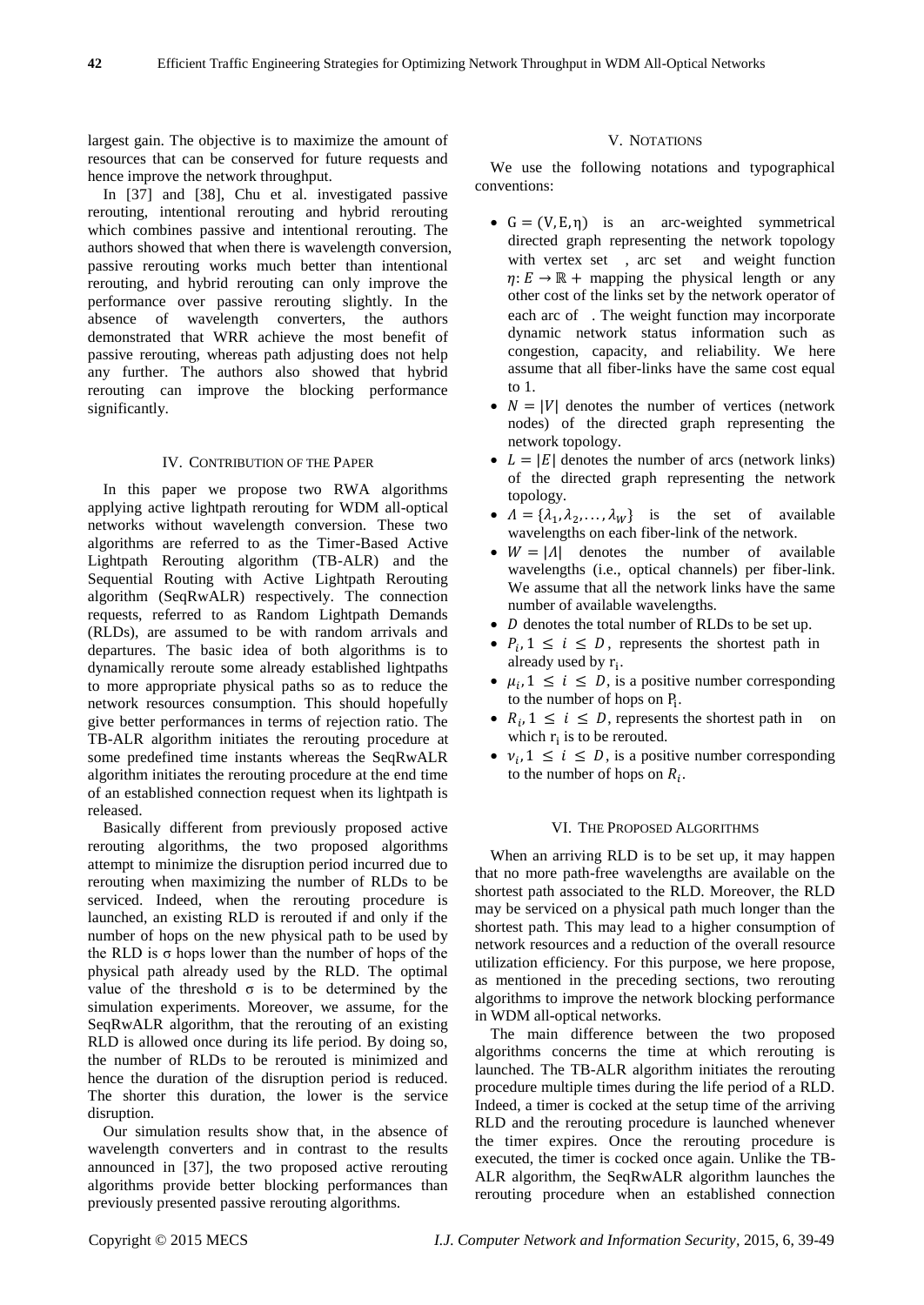largest gain. The objective is to maximize the amount of resources that can be conserved for future requests and hence improve the network throughput.

In [37] and [38], Chu et al. investigated passive rerouting, intentional rerouting and hybrid rerouting which combines passive and intentional rerouting. The authors showed that when there is wavelength conversion, passive rerouting works much better than intentional rerouting, and hybrid rerouting can only improve the performance over passive rerouting slightly. In the absence of wavelength converters, the authors demonstrated that WRR achieve the most benefit of passive rerouting, whereas path adjusting does not help any further. The authors also showed that hybrid rerouting can improve the blocking performance significantly.

## IV. Contribution of the Paper

In this paper we propose two RWA algorithms applying active lightpath rerouting for WDM all-optical networks without wavelength conversion. These two algorithms are referred to as the Timer-Based Active Lightpath Rerouting algorithm (TB-ALR) and the Sequential Routing with Active Lightpath Rerouting algorithm (SeqRwALR) respectively. The connection requests, referred to as Random Lightpath Demands (RLDs), are assumed to be with random arrivals and departures. The basic idea of both algorithms is to dynamically reroute some already established lightpaths to more appropriate physical paths so as to reduce the network resources consumption. This should hopefully give better performances in terms of rejection ratio. The TB-ALR algorithm initiates the rerouting procedure at some predefined time instants whereas the SeqRwALR algorithm initiates the rerouting procedure at the end time of an established connection request when its lightpath is released.

Basically different from previously proposed active rerouting algorithms, the two proposed algorithms attempt to minimize the disruption period incurred due to rerouting when maximizing the number of RLDs to be serviced. Indeed, when the rerouting procedure is launched, an existing RLD is rerouted if and only if the number of hops on the new physical path to be used by the RLD is σ hops lower than the number of hops of the physical path already used by the RLD. The optimal value of the threshold σ is to be determined by the simulation experiments. Moreover, we assume, for the SeqRwALR algorithm, that the rerouting of an existing RLD is allowed once during its life period. By doing so, the number of RLDs to be rerouted is minimized and hence the duration of the disruption period is reduced. The shorter this duration, the lower is the service disruption.

Our simulation results show that, in the absence of wavelength converters and in contrast to the results announced in [37], the two proposed active rerouting algorithms provide better blocking performances than previously presented passive rerouting algorithms.

## V. Notations

We use the following notations and typographical conventions:

- $G = (V, E, \eta)$ is an arc-weighted symmetrical directed graph representing the network topology with vertex set , arc set and weight function $\eta: E \to \mathbb{R}+$ mapping the physical length or any other cost of the links set by the network operator of each arc of . The weight function may incorporate dynamic network status information such as congestion, capacity, and reliability. We here assume that all fiber-links have the same cost equal to 1.
- $N = |V|$ denotes the number of vertices (network nodes) of the directed graph representing the network topology.
- $L = |E|$ denotes the number of arcs (network links) of the directed graph representing the network topology.
- $\Lambda = \{\lambda_1, \lambda_2, \ldots, \lambda_W\}$ is the set of available wavelengths on each fiber-link of the network.
- $W = |\Lambda|$ denotes the number of available wavelengths (i.e., optical channels) per fiber-link. We assume that all the network links have the same number of available wavelengths.
- $D$ denotes the total number of RLDs to be set up.
- $P_i, 1 \leq i \leq D$, represents the shortest path in already used by $r_i$.
- $\mu_i, 1 \leq i \leq D$, is a positive number corresponding to the number of hops on $P_i$.
- $R_i, 1 \leq i \leq D$, represents the shortest path in on which $r_i$ is to be rerouted.
- $\nu_i, 1 \leq i \leq D$, is a positive number corresponding to the number of hops on $R_i$.

## VI. The Proposed Algorithms

When an arriving RLD is to be set up, it may happen that no more path-free wavelengths are available on the shortest path associated to the RLD. Moreover, the RLD may be serviced on a physical path much longer than the shortest path. This may lead to a higher consumption of network resources and a reduction of the overall resource utilization efficiency. For this purpose, we here propose, as mentioned in the preceding sections, two rerouting algorithms to improve the network blocking performance in WDM all-optical networks.

The main difference between the two proposed algorithms concerns the time at which rerouting is launched. The TB-ALR algorithm initiates the rerouting procedure multiple times during the life period of a RLD. Indeed, a timer is cocked at the setup time of the arriving RLD and the rerouting procedure is launched whenever the timer expires. Once the rerouting procedure is executed, the timer is cocked once again. Unlike the TB-ALR algorithm, the SeqRwALR algorithm launches the rerouting procedure when an established connection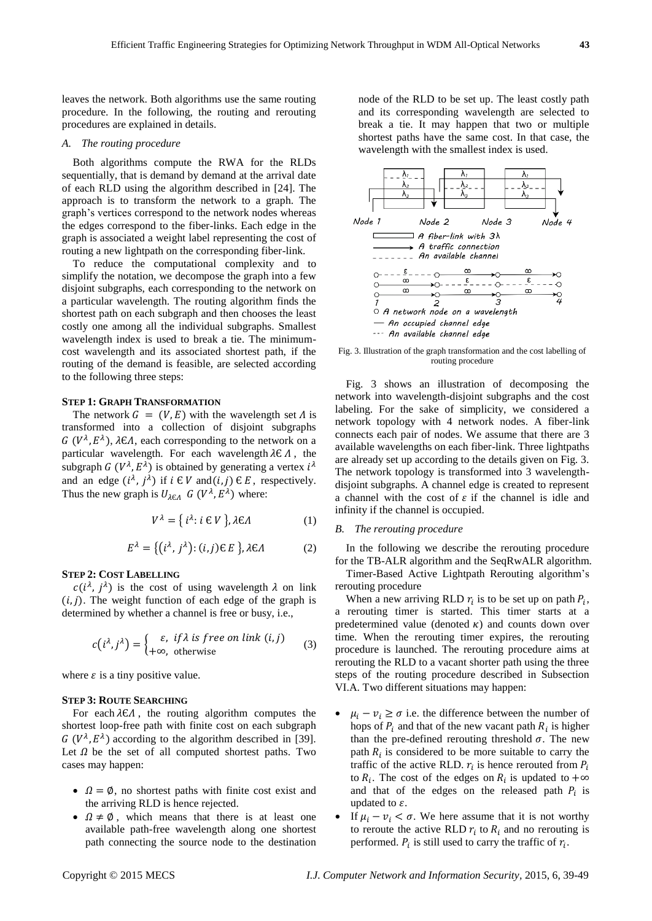leaves the network. Both algorithms use the same routing procedure. In the following, the routing and rerouting procedures are explained in details.

### *A. The routing procedure*

Both algorithms compute the RWA for the RLDs sequentially, that is demand by demand at the arrival date of each RLD using the algorithm described in [24]. The approach is to transform the network to a graph. The graph's vertices correspond to the network nodes whereas the edges correspond to the fiber-links. Each edge in the graph is associated a weight label representing the cost of routing a new lightpath on the corresponding fiber-link.

To reduce the computational complexity and to simplify the notation, we decompose the graph into a few disjoint subgraphs, each corresponding to the network on a particular wavelength. The routing algorithm finds the shortest path on each subgraph and then chooses the least costly one among all the individual subgraphs. Smallest wavelength index is used to break a tie. The minimum-cost wavelength and its associated shortest path, if the routing of the demand is feasible, are selected according to the following three steps:

**STEP 1: GRAPH TRANSFORMATION**

The network $G = (V, E)$ with the wavelength set $\Lambda$ is transformed into a collection of disjoint subgraphs $G\ (V^{\lambda}, E^{\lambda})$, $\lambda \in \Lambda$, each corresponding to the network on a particular wavelength. For each wavelength $\lambda \in \Lambda$, the subgraph $G\ (V^{\lambda}, E^{\lambda})$ is obtained by generating a vertex $i^{\lambda}$ and an edge $(i^{\lambda}, j^{\lambda})$ if $i \in V$ and $(i, j) \in E$, respectively. Thus the new graph is $\bigcup_{\lambda \in \Lambda} G\ (V^{\lambda}, E^{\lambda})$ where:

$$V^{\lambda} = \{\, i^{\lambda} : i \in V \,\}, \lambda \in \Lambda \tag{1}$$

$$E^{\lambda} = \{ (i^{\lambda}, j^{\lambda}) : (i, j) \in E \,\}, \lambda \in \Lambda \tag{2}$$

**STEP 2: COST LABELLING**

$c(i^{\lambda}, j^{\lambda})$ is the cost of using wavelength $\lambda$ on link $(i, j)$. The weight function of each edge of the graph is determined by whether a channel is free or busy, i.e.,

$$c(i^{\lambda}, j^{\lambda}) = \begin{cases} \varepsilon, & if \lambda\ is\ free\ on\ link\ (i,j) \\ +\infty, & \text{otherwise} \end{cases} \tag{3}$$

where $\varepsilon$ is a tiny positive value.

**STEP 3: ROUTE SEARCHING**

For each $\lambda \in \Lambda$, the routing algorithm computes the shortest loop-free path with finite cost on each subgraph $G\ (V^{\lambda}, E^{\lambda})$ according to the algorithm described in [39]. Let $\Omega$ be the set of all computed shortest paths. Two cases may happen:

- $\Omega = \emptyset$, no shortest paths with finite cost exist and the arriving RLD is hence rejected.
- $\Omega \neq \emptyset$, which means that there is at least one available path-free wavelength along one shortest path connecting the source node to the destination node of the RLD to be set up. The least costly path and its corresponding wavelength are selected to break a tie. It may happen that two or multiple shortest paths have the same cost. In that case, the wavelength with the smallest index is used.

Fig. 3. Illustration of the graph transformation and the cost labelling of routing procedure

Fig. 3 shows an illustration of decomposing the network into wavelength-disjoint subgraphs and the cost labeling. For the sake of simplicity, we considered a network topology with 4 network nodes. A fiber-link connects each pair of nodes. We assume that there are 3 available wavelengths on each fiber-link. Three lightpaths are already set up according to the details given on Fig. 3. The network topology is transformed into 3 wavelength-disjoint subgraphs. A channel edge is created to represent a channel with the cost of $\varepsilon$ if the channel is idle and infinity if the channel is occupied.

### *B. The rerouting procedure*

In the following we describe the rerouting procedure for the TB-ALR algorithm and the SeqRwALR algorithm.

Timer-Based Active Lightpath Rerouting algorithm's rerouting procedure

When a new arriving RLD $r_i$ is to be set up on path $P_i$, a rerouting timer is started. This timer starts at a predetermined value (denoted $\kappa$) and counts down over time. When the rerouting timer expires, the rerouting procedure is launched. The rerouting procedure aims at rerouting the RLD to a vacant shorter path using the three steps of the routing procedure described in Subsection VI.A. Two different situations may happen:

- $\mu_i - v_i \geq \sigma$ i.e. the difference between the number of hops of $P_i$ and that of the new vacant path $R_i$ is higher than the pre-defined rerouting threshold $\sigma$. The new path $R_i$ is considered to be more suitable to carry the traffic of the active RLD. $r_i$ is hence rerouted from $P_i$ to $R_i$. The cost of the edges on $R_i$ is updated to $+\infty$ and that of the edges on the released path $P_i$ is updated to $\varepsilon$.
- If $\mu_i - v_i < \sigma$. We here assume that it is not worthy to reroute the active RLD $r_i$ to $R_i$ and no rerouting is performed. $P_i$ is still used to carry the traffic of $r_i$.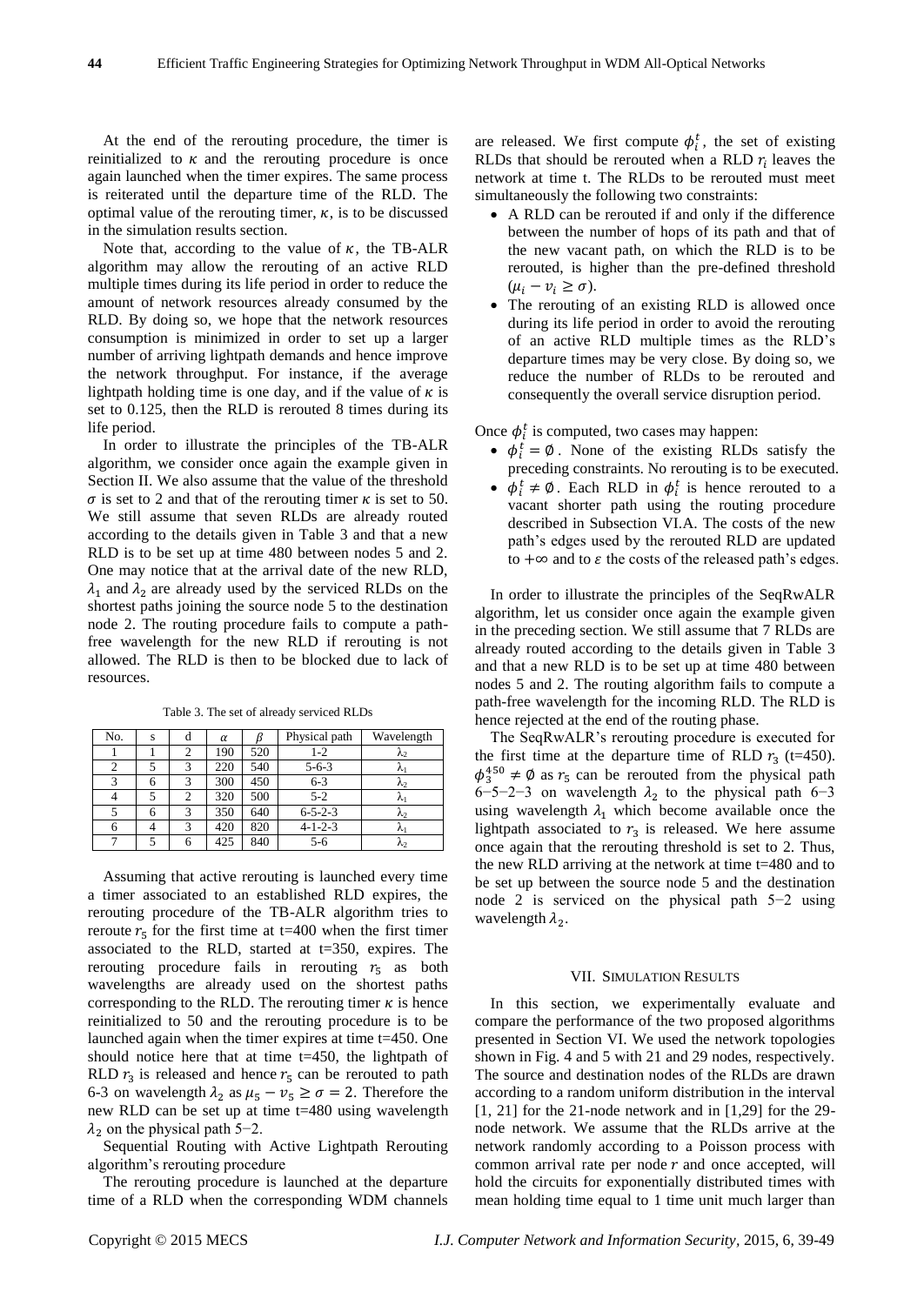At the end of the rerouting procedure, the timer is reinitialized to $\kappa$ and the rerouting procedure is once again launched when the timer expires. The same process is reiterated until the departure time of the RLD. The optimal value of the rerouting timer, $\kappa$, is to be discussed in the simulation results section.

Note that, according to the value of $\kappa$, the TB-ALR algorithm may allow the rerouting of an active RLD multiple times during its life period in order to reduce the amount of network resources already consumed by the RLD. By doing so, we hope that the network resources consumption is minimized in order to set up a larger number of arriving lightpath demands and hence improve the network throughput. For instance, if the average lightpath holding time is one day, and if the value of $\kappa$ is set to 0.125, then the RLD is rerouted 8 times during its life period.

In order to illustrate the principles of the TB-ALR algorithm, we consider once again the example given in Section II. We also assume that the value of the threshold $\sigma$ is set to 2 and that of the rerouting timer $\kappa$ is set to 50. We still assume that seven RLDs are already routed according to the details given in Table 3 and that a new RLD is to be set up at time 480 between nodes 5 and 2. One may notice that at the arrival date of the new RLD, $\lambda_1$ and $\lambda_2$ are already used by the serviced RLDs on the shortest paths joining the source node 5 to the destination node 2. The routing procedure fails to compute a path-free wavelength for the new RLD if rerouting is not allowed. The RLD is then to be blocked due to lack of resources.

Table 3. The set of already serviced RLDs

| No. | s | d | $\alpha$ | $\beta$ | Physical path | Wavelength |
|---|---|---|---|---|---|---|
| 1 | 1 | 2 | 190 | 520 | 1-2 | $\lambda_2$ |
| 2 | 5 | 3 | 220 | 540 | 5-6-3 | $\lambda_1$ |
| 3 | 6 | 3 | 300 | 450 | 6-3 | $\lambda_2$ |
| 4 | 5 | 2 | 320 | 500 | 5-2 | $\lambda_1$ |
| 5 | 6 | 3 | 350 | 640 | 6-5-2-3 | $\lambda_2$ |
| 6 | 4 | 3 | 420 | 820 | 4-1-2-3 | $\lambda_1$ |
| 7 | 5 | 6 | 425 | 840 | 5-6 | $\lambda_2$ |

Assuming that active rerouting is launched every time a timer associated to an established RLD expires, the rerouting procedure of the TB-ALR algorithm tries to reroute $r_5$ for the first time at t=400 when the first timer associated to the RLD, started at t=350, expires. The rerouting procedure fails in rerouting $r_5$ as both wavelengths are already used on the shortest paths corresponding to the RLD. The rerouting timer $\kappa$ is hence reinitialized to 50 and the rerouting procedure is to be launched again when the timer expires at time t=450. One should notice here that at time t=450, the lightpath of RLD $r_3$ is released and hence $r_5$ can be rerouted to path 6-3 on wavelength $\lambda_2$ as $\mu_5 - v_5 \geq \sigma = 2$. Therefore the new RLD can be set up at time t=480 using wavelength $\lambda_2$ on the physical path 5−2.

Sequential Routing with Active Lightpath Rerouting algorithm's rerouting procedure

The rerouting procedure is launched at the departure time of a RLD when the corresponding WDM channels are released. We first compute $\phi_i^t$, the set of existing RLDs that should be rerouted when a RLD $r_i$ leaves the network at time t. The RLDs to be rerouted must meet simultaneously the following two constraints:

- A RLD can be rerouted if and only if the difference between the number of hops of its path and that of the new vacant path, on which the RLD is to be rerouted, is higher than the pre-defined threshold ($\mu_i - v_i \geq \sigma$).
- The rerouting of an existing RLD is allowed once during its life period in order to avoid the rerouting of an active RLD multiple times as the RLD's departure times may be very close. By doing so, we reduce the number of RLDs to be rerouted and consequently the overall service disruption period.

Once $\phi_i^t$ is computed, two cases may happen:

- $\phi_i^t = \emptyset$. None of the existing RLDs satisfy the preceding constraints. No rerouting is to be executed.
- $\phi_i^t \neq \emptyset$. Each RLD in $\phi_i^t$ is hence rerouted to a vacant shorter path using the routing procedure described in Subsection VI.A. The costs of the new path's edges used by the rerouted RLD are updated to $+\infty$ and to $\varepsilon$ the costs of the released path's edges.

In order to illustrate the principles of the SeqRwALR algorithm, let us consider once again the example given in the preceding section. We still assume that 7 RLDs are already routed according to the details given in Table 3 and that a new RLD is to be set up at time 480 between nodes 5 and 2. The routing algorithm fails to compute a path-free wavelength for the incoming RLD. The RLD is hence rejected at the end of the routing phase.

The SeqRwALR's rerouting procedure is executed for the first time at the departure time of RLD $r_3$ (t=450). $\phi_3^{450} \neq \emptyset$ as $r_5$ can be rerouted from the physical path 6−5−2−3 on wavelength $\lambda_2$ to the physical path 6−3 using wavelength $\lambda_1$ which become available once the lightpath associated to $r_3$ is released. We here assume once again that the rerouting threshold is set to 2. Thus, the new RLD arriving at the network at time t=480 and to be set up between the source node 5 and the destination node 2 is serviced on the physical path 5−2 using wavelength $\lambda_2$.

## VII. Simulation Results

In this section, we experimentally evaluate and compare the performance of the two proposed algorithms presented in Section VI. We used the network topologies shown in Fig. 4 and 5 with 21 and 29 nodes, respectively. The source and destination nodes of the RLDs are drawn according to a random uniform distribution in the interval [1, 21] for the 21-node network and in [1,29] for the 29-node network. We assume that the RLDs arrive at the network randomly according to a Poisson process with common arrival rate per node $r$ and once accepted, will hold the circuits for exponentially distributed times with mean holding time equal to 1 time unit much larger than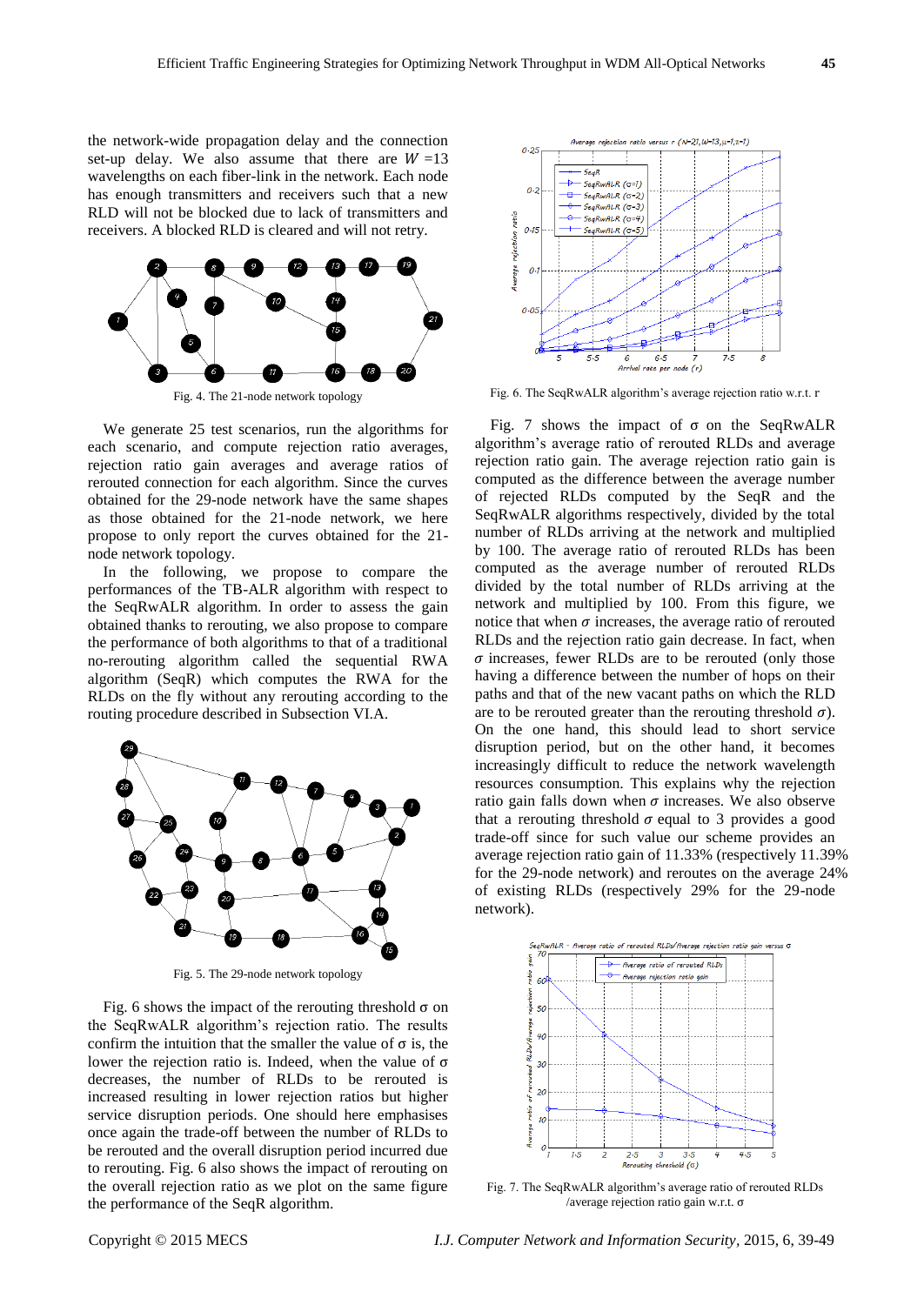the network-wide propagation delay and the connection set-up delay. We also assume that there are $W$ =13 wavelengths on each fiber-link in the network. Each node has enough transmitters and receivers such that a new RLD will not be blocked due to lack of transmitters and receivers. A blocked RLD is cleared and will not retry.

Fig. 4. The 21-node network topology

We generate 25 test scenarios, run the algorithms for each scenario, and compute rejection ratio averages, rejection ratio gain averages and average ratios of rerouted connection for each algorithm. Since the curves obtained for the 29-node network have the same shapes as those obtained for the 21-node network, we here propose to only report the curves obtained for the 21-node network topology.

In the following, we propose to compare the performances of the TB-ALR algorithm with respect to the SeqRwALR algorithm. In order to assess the gain obtained thanks to rerouting, we also propose to compare the performance of both algorithms to that of a traditional no-rerouting algorithm called the sequential RWA algorithm (SeqR) which computes the RWA for the RLDs on the fly without any rerouting according to the routing procedure described in Subsection VI.A.

Fig. 5. The 29-node network topology

Fig. 6 shows the impact of the rerouting threshold σ on the SeqRwALR algorithm's rejection ratio. The results confirm the intuition that the smaller the value of σ is, the lower the rejection ratio is. Indeed, when the value of σ decreases, the number of RLDs to be rerouted is increased resulting in lower rejection ratios but higher service disruption periods. One should here emphasises once again the trade-off between the number of RLDs to be rerouted and the overall disruption period incurred due to rerouting. Fig. 6 also shows the impact of rerouting on the overall rejection ratio as we plot on the same figure the performance of the SeqR algorithm.

Fig. 6. The SeqRwALR algorithm's average rejection ratio w.r.t. r

Fig. 7 shows the impact of σ on the SeqRwALR algorithm's average ratio of rerouted RLDs and average rejection ratio gain. The average rejection ratio gain is computed as the difference between the average number of rejected RLDs computed by the SeqR and the SeqRwALR algorithms respectively, divided by the total number of RLDs arriving at the network and multiplied by 100. The average ratio of rerouted RLDs has been computed as the average number of rerouted RLDs divided by the total number of RLDs arriving at the network and multiplied by 100. From this figure, we notice that when $\sigma$ increases, the average ratio of rerouted RLDs and the rejection ratio gain decrease. In fact, when $\sigma$ increases, fewer RLDs are to be rerouted (only those having a difference between the number of hops on their paths and that of the new vacant paths on which the RLD are to be rerouted greater than the rerouting threshold $\sigma$). On the one hand, this should lead to short service disruption period, but on the other hand, it becomes increasingly difficult to reduce the network wavelength resources consumption. This explains why the rejection ratio gain falls down when $\sigma$ increases. We also observe that a rerouting threshold $\sigma$ equal to 3 provides a good trade-off since for such value our scheme provides an average rejection ratio gain of 11.33% (respectively 11.39% for the 29-node network) and reroutes on the average 24% of existing RLDs (respectively 29% for the 29-node network).

Fig. 7. The SeqRwALR algorithm's average ratio of rerouted RLDs /average rejection ratio gain w.r.t. σ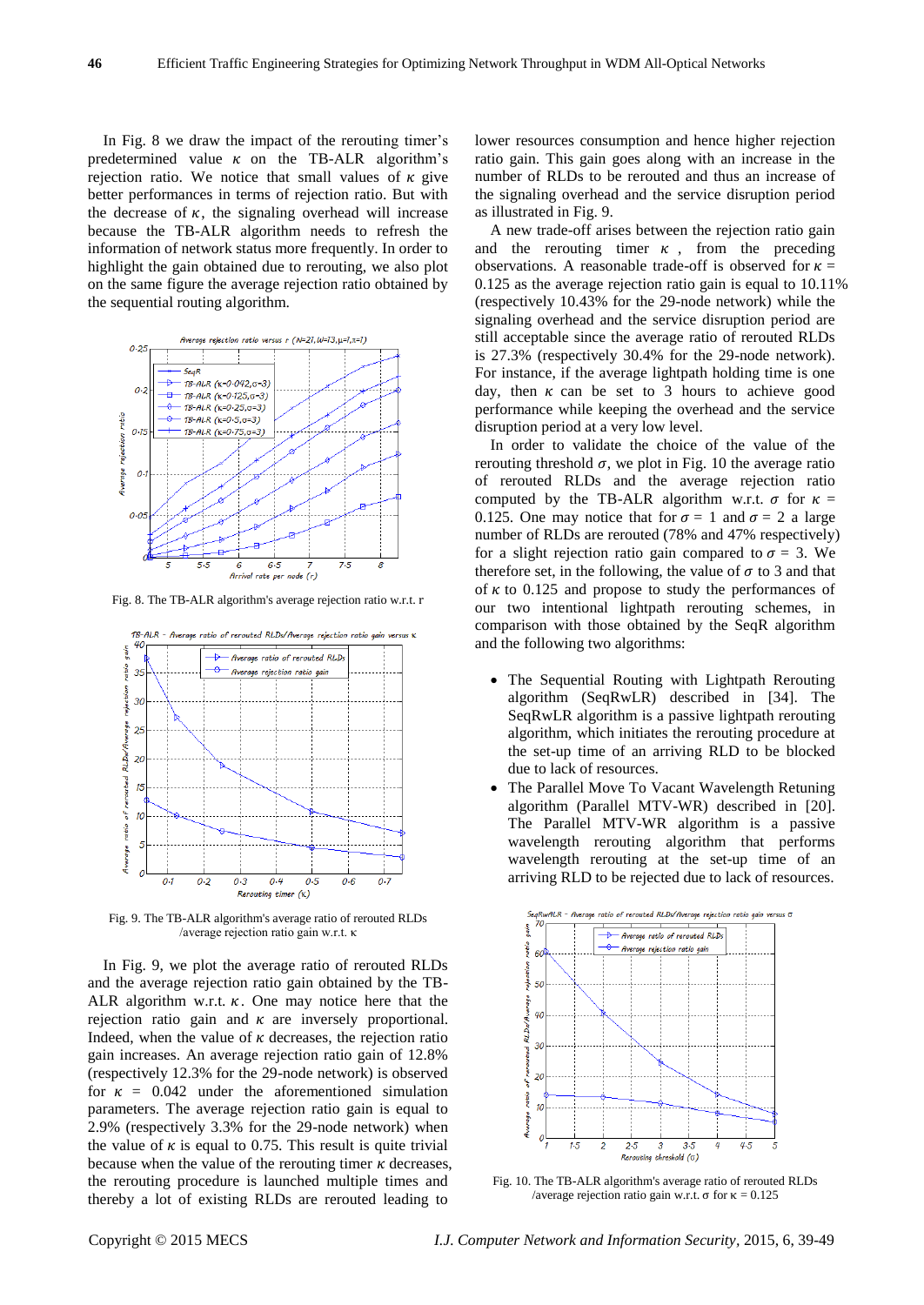In Fig. 8 we draw the impact of the rerouting timer's predetermined value $\kappa$ on the TB-ALR algorithm's rejection ratio. We notice that small values of $\kappa$ give better performances in terms of rejection ratio. But with the decrease of $\kappa$, the signaling overhead will increase because the TB-ALR algorithm needs to refresh the information of network status more frequently. In order to highlight the gain obtained due to rerouting, we also plot on the same figure the average rejection ratio obtained by the sequential routing algorithm.

Fig. 8. The TB-ALR algorithm's average rejection ratio w.r.t. r

Fig. 9. The TB-ALR algorithm's average ratio of rerouted RLDs /average rejection ratio gain w.r.t. κ

In Fig. 9, we plot the average ratio of rerouted RLDs and the average rejection ratio gain obtained by the TB-ALR algorithm w.r.t. $\kappa$. One may notice here that the rejection ratio gain and $\kappa$ are inversely proportional. Indeed, when the value of $\kappa$ decreases, the rejection ratio gain increases. An average rejection ratio gain of 12.8% (respectively 12.3% for the 29-node network) is observed for $\kappa = 0.042$ under the aforementioned simulation parameters. The average rejection ratio gain is equal to 2.9% (respectively 3.3% for the 29-node network) when the value of $\kappa$ is equal to 0.75. This result is quite trivial because when the value of the rerouting timer $\kappa$ decreases, the rerouting procedure is launched multiple times and thereby a lot of existing RLDs are rerouted leading to lower resources consumption and hence higher rejection ratio gain. This gain goes along with an increase in the number of RLDs to be rerouted and thus an increase of the signaling overhead and the service disruption period as illustrated in Fig. 9.

A new trade-off arises between the rejection ratio gain and the rerouting timer $\kappa$, from the preceding observations. A reasonable trade-off is observed for $\kappa = 0.125$ as the average rejection ratio gain is equal to 10.11% (respectively 10.43% for the 29-node network) while the signaling overhead and the service disruption period are still acceptable since the average ratio of rerouted RLDs is 27.3% (respectively 30.4% for the 29-node network). For instance, if the average lightpath holding time is one day, then $\kappa$ can be set to 3 hours to achieve good performance while keeping the overhead and the service disruption period at a very low level.

In order to validate the choice of the value of the rerouting threshold $\sigma$, we plot in Fig. 10 the average ratio of rerouted RLDs and the average rejection ratio computed by the TB-ALR algorithm w.r.t. $\sigma$ for $\kappa = 0.125$. One may notice that for $\sigma = 1$ and $\sigma = 2$ a large number of RLDs are rerouted (78% and 47% respectively) for a slight rejection ratio gain compared to $\sigma = 3$. We therefore set, in the following, the value of $\sigma$ to 3 and that of $\kappa$ to 0.125 and propose to study the performances of our two intentional lightpath rerouting schemes, in comparison with those obtained by the SeqR algorithm and the following two algorithms:

- The Sequential Routing with Lightpath Rerouting algorithm (SeqRwLR) described in [34]. The SeqRwLR algorithm is a passive lightpath rerouting algorithm, which initiates the rerouting procedure at the set-up time of an arriving RLD to be blocked due to lack of resources.
- The Parallel Move To Vacant Wavelength Retuning algorithm (Parallel MTV-WR) described in [20]. The Parallel MTV-WR algorithm is a passive wavelength rerouting algorithm that performs wavelength rerouting at the set-up time of an arriving RLD to be rejected due to lack of resources.

Fig. 10. The TB-ALR algorithm's average ratio of rerouted RLDs /average rejection ratio gain w.r.t. σ for κ = 0.125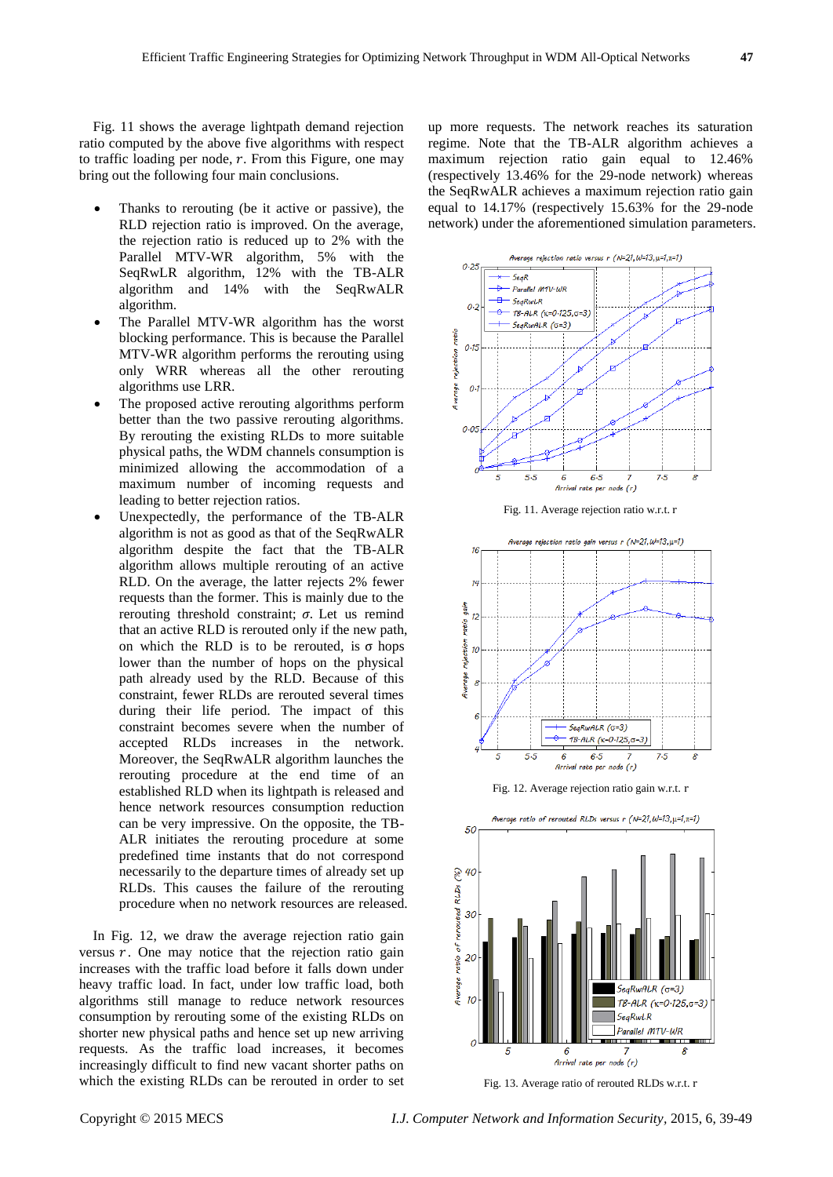Fig. 11 shows the average lightpath demand rejection ratio computed by the above five algorithms with respect to traffic loading per node, $r$. From this Figure, one may bring out the following four main conclusions.

- Thanks to rerouting (be it active or passive), the RLD rejection ratio is improved. On the average, the rejection ratio is reduced up to 2% with the Parallel MTV-WR algorithm, 5% with the SeqRwLR algorithm, 12% with the TB-ALR algorithm and 14% with the SeqRwALR algorithm.
- The Parallel MTV-WR algorithm has the worst blocking performance. This is because the Parallel MTV-WR algorithm performs the rerouting using only WRR whereas all the other rerouting algorithms use LRR.
- The proposed active rerouting algorithms perform better than the two passive rerouting algorithms. By rerouting the existing RLDs to more suitable physical paths, the WDM channels consumption is minimized allowing the accommodation of a maximum number of incoming requests and leading to better rejection ratios.
- Unexpectedly, the performance of the TB-ALR algorithm is not as good as that of the SeqRwALR algorithm despite the fact that the TB-ALR algorithm allows multiple rerouting of an active RLD. On the average, the latter rejects 2% fewer requests than the former. This is mainly due to the rerouting threshold constraint; $\sigma$. Let us remind that an active RLD is rerouted only if the new path, on which the RLD is to be rerouted, is $\sigma$ hops lower than the number of hops on the physical path already used by the RLD. Because of this constraint, fewer RLDs are rerouted several times during their life period. The impact of this constraint becomes severe when the number of accepted RLDs increases in the network. Moreover, the SeqRwALR algorithm launches the rerouting procedure at the end time of an established RLD when its lightpath is released and hence network resources consumption reduction can be very impressive. On the opposite, the TB-ALR initiates the rerouting procedure at some predefined time instants that do not correspond necessarily to the departure times of already set up RLDs. This causes the failure of the rerouting procedure when no network resources are released.

In Fig. 12, we draw the average rejection ratio gain versus $r$. One may notice that the rejection ratio gain increases with the traffic load before it falls down under heavy traffic load. In fact, under low traffic load, both algorithms still manage to reduce network resources consumption by rerouting some of the existing RLDs on shorter new physical paths and hence set up new arriving requests. As the traffic load increases, it becomes increasingly difficult to find new vacant shorter paths on which the existing RLDs can be rerouted in order to set up more requests. The network reaches its saturation regime. Note that the TB-ALR algorithm achieves a maximum rejection ratio gain equal to 12.46% (respectively 13.46% for the 29-node network) whereas the SeqRwALR achieves a maximum rejection ratio gain equal to 14.17% (respectively 15.63% for the 29-node network) under the aforementioned simulation parameters.

Fig. 11. Average rejection ratio w.r.t. r

Fig. 12. Average rejection ratio gain w.r.t. r

Fig. 13. Average ratio of rerouted RLDs w.r.t. r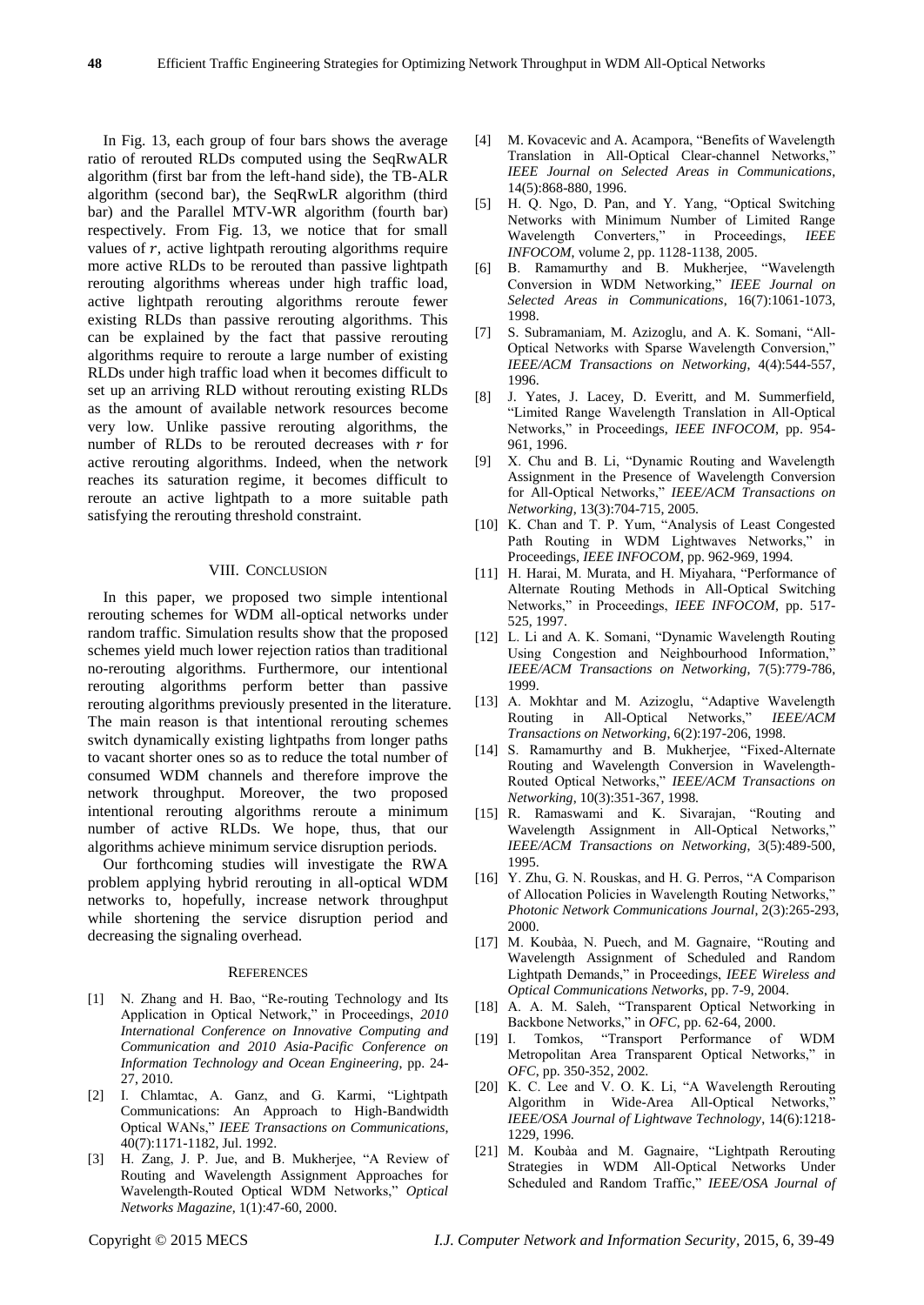In Fig. 13, each group of four bars shows the average ratio of rerouted RLDs computed using the SeqRwALR algorithm (first bar from the left-hand side), the TB-ALR algorithm (second bar), the SeqRwLR algorithm (third bar) and the Parallel MTV-WR algorithm (fourth bar) respectively. From Fig. 13, we notice that for small values of $r$, active lightpath rerouting algorithms require more active RLDs to be rerouted than passive lightpath rerouting algorithms whereas under high traffic load, active lightpath rerouting algorithms reroute fewer existing RLDs than passive rerouting algorithms. This can be explained by the fact that passive rerouting algorithms require to reroute a large number of existing RLDs under high traffic load when it becomes difficult to set up an arriving RLD without rerouting existing RLDs as the amount of available network resources become very low. Unlike passive rerouting algorithms, the number of RLDs to be rerouted decreases with $r$ for active rerouting algorithms. Indeed, when the network reaches its saturation regime, it becomes difficult to reroute an active lightpath to a more suitable path satisfying the rerouting threshold constraint.

## VIII. Conclusion

In this paper, we proposed two simple intentional rerouting schemes for WDM all-optical networks under random traffic. Simulation results show that the proposed schemes yield much lower rejection ratios than traditional no-rerouting algorithms. Furthermore, our intentional rerouting algorithms perform better than passive rerouting algorithms previously presented in the literature. The main reason is that intentional rerouting schemes switch dynamically existing lightpaths from longer paths to vacant shorter ones so as to reduce the total number of consumed WDM channels and therefore improve the network throughput. Moreover, the two proposed intentional rerouting algorithms reroute a minimum number of active RLDs. We hope, thus, that our algorithms achieve minimum service disruption periods.

Our forthcoming studies will investigate the RWA problem applying hybrid rerouting in all-optical WDM networks to, hopefully, increase network throughput while shortening the service disruption period and decreasing the signaling overhead.

## References

[1] N. Zhang and H. Bao, "Re-routing Technology and Its Application in Optical Network," in Proceedings, *2010 International Conference on Innovative Computing and Communication and 2010 Asia-Pacific Conference on Information Technology and Ocean Engineering*, pp. 24-27, 2010.

[2] I. Chlamtac, A. Ganz, and G. Karmi, "Lightpath Communications: An Approach to High-Bandwidth Optical WANs," *IEEE Transactions on Communications*, 40(7):1171-1182, Jul. 1992.

[3] H. Zang, J. P. Jue, and B. Mukherjee, "A Review of Routing and Wavelength Assignment Approaches for Wavelength-Routed Optical WDM Networks," *Optical Networks Magazine*, 1(1):47-60, 2000.

[4] M. Kovacevic and A. Acampora, "Benefits of Wavelength Translation in All-Optical Clear-channel Networks," *IEEE Journal on Selected Areas in Communications*, 14(5):868-880, 1996.

[5] H. Q. Ngo, D. Pan, and Y. Yang, "Optical Switching Networks with Minimum Number of Limited Range Wavelength Converters," in Proceedings, *IEEE INFOCOM*, volume 2, pp. 1128-1138, 2005.

[6] B. Ramamurthy and B. Mukherjee, "Wavelength Conversion in WDM Networking," *IEEE Journal on Selected Areas in Communications*, 16(7):1061-1073, 1998.

[7] S. Subramaniam, M. Azizoglu, and A. K. Somani, "All-Optical Networks with Sparse Wavelength Conversion," *IEEE/ACM Transactions on Networking*, 4(4):544-557, 1996.

[8] J. Yates, J. Lacey, D. Everitt, and M. Summerfield, "Limited Range Wavelength Translation in All-Optical Networks," in Proceedings, *IEEE INFOCOM*, pp. 954-961, 1996.

[9] X. Chu and B. Li, "Dynamic Routing and Wavelength Assignment in the Presence of Wavelength Conversion for All-Optical Networks," *IEEE/ACM Transactions on Networking*, 13(3):704-715, 2005.

[10] K. Chan and T. P. Yum, "Analysis of Least Congested Path Routing in WDM Lightwaves Networks," in Proceedings, *IEEE INFOCOM*, pp. 962-969, 1994.

[11] H. Harai, M. Murata, and H. Miyahara, "Performance of Alternate Routing Methods in All-Optical Switching Networks," in Proceedings, *IEEE INFOCOM*, pp. 517-525, 1997.

[12] L. Li and A. K. Somani, "Dynamic Wavelength Routing Using Congestion and Neighbourhood Information," *IEEE/ACM Transactions on Networking*, 7(5):779-786, 1999.

[13] A. Mokhtar and M. Azizoglu, "Adaptive Wavelength Routing in All-Optical Networks," *IEEE/ACM Transactions on Networking*, 6(2):197-206, 1998.

[14] S. Ramamurthy and B. Mukherjee, "Fixed-Alternate Routing and Wavelength Conversion in Wavelength-Routed Optical Networks," *IEEE/ACM Transactions on Networking*, 10(3):351-367, 1998.

[15] R. Ramaswami and K. Sivarajan, "Routing and Wavelength Assignment in All-Optical Networks," *IEEE/ACM Transactions on Networking*, 3(5):489-500, 1995.

[16] Y. Zhu, G. N. Rouskas, and H. G. Perros, "A Comparison of Allocation Policies in Wavelength Routing Networks," *Photonic Network Communications Journal*, 2(3):265-293, 2000.

[17] M. Koubàa, N. Puech, and M. Gagnaire, "Routing and Wavelength Assignment of Scheduled and Random Lightpath Demands," in Proceedings, *IEEE Wireless and Optical Communications Networks*, pp. 7-9, 2004.

[18] A. A. M. Saleh, "Transparent Optical Networking in Backbone Networks," in *OFC*, pp. 62-64, 2000.

[19] I. Tomkos, "Transport Performance of WDM Metropolitan Area Transparent Optical Networks," in *OFC*, pp. 350-352, 2002.

[20] K. C. Lee and V. O. K. Li, "A Wavelength Rerouting Algorithm in Wide-Area All-Optical Networks," *IEEE/OSA Journal of Lightwave Technology*, 14(6):1218-1229, 1996.

[21] M. Koubàa and M. Gagnaire, "Lightpath Rerouting Strategies in WDM All-Optical Networks Under Scheduled and Random Traffic," *IEEE/OSA Journal of*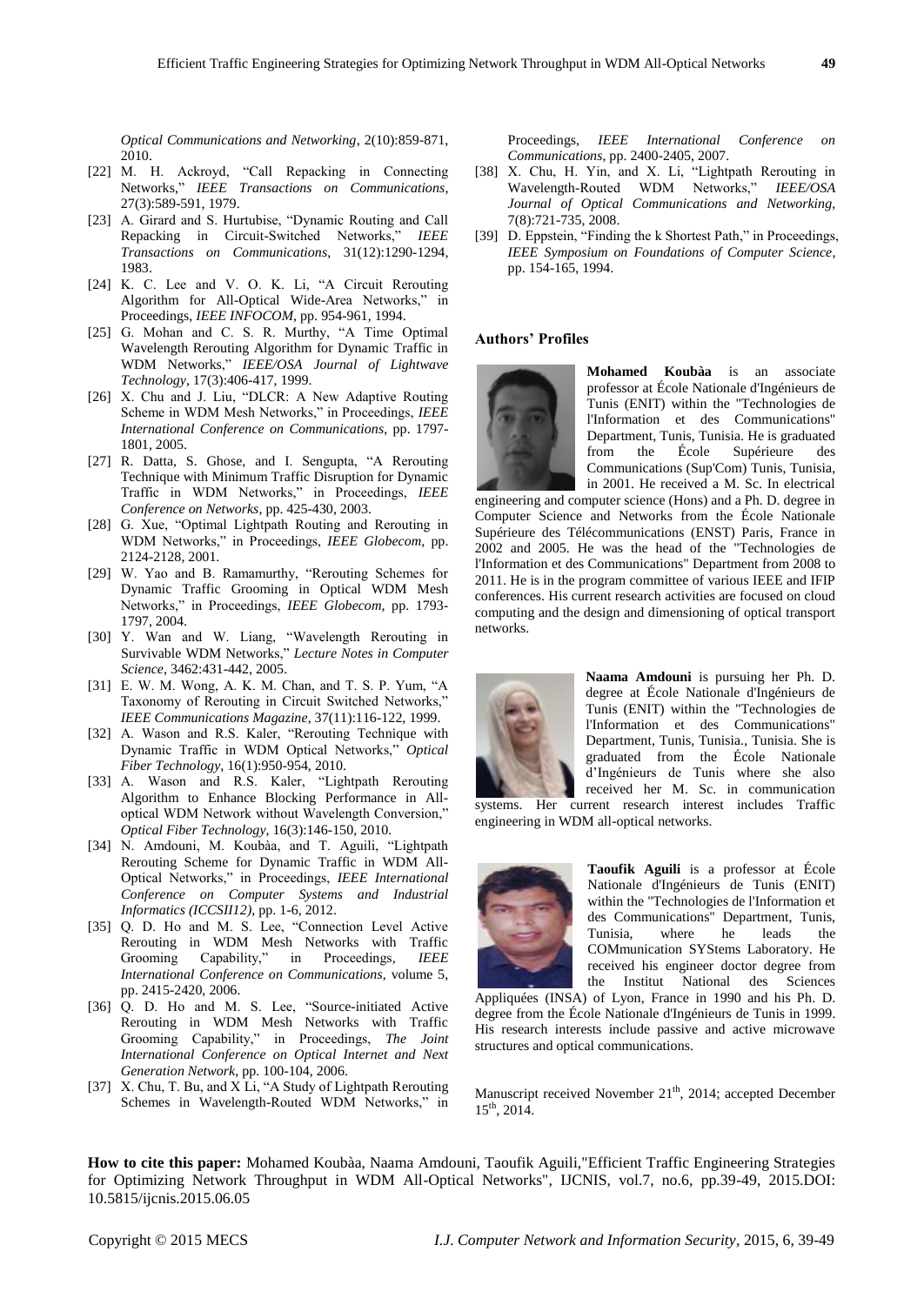*Optical Communications and Networking*, 2(10):859-871, 2010.

[22] M. H. Ackroyd, “Call Repacking in Connecting Networks,” *IEEE Transactions on Communications*, 27(3):589-591, 1979.

[23] A. Girard and S. Hurtubise, “Dynamic Routing and Call Repacking in Circuit-Switched Networks,” *IEEE Transactions on Communications*, 31(12):1290-1294, 1983.

[24] K. C. Lee and V. O. K. Li, “A Circuit Rerouting Algorithm for All-Optical Wide-Area Networks,” in Proceedings, *IEEE INFOCOM*, pp. 954-961, 1994.

[25] G. Mohan and C. S. R. Murthy, “A Time Optimal Wavelength Rerouting Algorithm for Dynamic Traffic in WDM Networks,” *IEEE/OSA Journal of Lightwave Technology*, 17(3):406-417, 1999.

[26] X. Chu and J. Liu, “DLCR: A New Adaptive Routing Scheme in WDM Mesh Networks,” in Proceedings, *IEEE International Conference on Communications*, pp. 1797-1801, 2005.

[27] R. Datta, S. Ghose, and I. Sengupta, “A Rerouting Technique with Minimum Traffic Disruption for Dynamic Traffic in WDM Networks,” in Proceedings, *IEEE Conference on Networks*, pp. 425-430, 2003.

[28] G. Xue, “Optimal Lightpath Routing and Rerouting in WDM Networks,” in Proceedings, *IEEE Globecom*, pp. 2124-2128, 2001.

[29] W. Yao and B. Ramamurthy, “Rerouting Schemes for Dynamic Traffic Grooming in Optical WDM Mesh Networks,” in Proceedings, *IEEE Globecom*, pp. 1793-1797, 2004.

[30] Y. Wan and W. Liang, “Wavelength Rerouting in Survivable WDM Networks,” *Lecture Notes in Computer Science*, 3462:431-442, 2005.

[31] E. W. M. Wong, A. K. M. Chan, and T. S. P. Yum, “A Taxonomy of Rerouting in Circuit Switched Networks,” *IEEE Communications Magazine*, 37(11):116-122, 1999.

[32] A. Wason and R.S. Kaler, “Rerouting Technique with Dynamic Traffic in WDM Optical Networks,” *Optical Fiber Technology*, 16(1):950-954, 2010.

[33] A. Wason and R.S. Kaler, “Lightpath Rerouting Algorithm to Enhance Blocking Performance in All-optical WDM Network without Wavelength Conversion,” *Optical Fiber Technology*, 16(3):146-150, 2010.

[34] N. Amdouni, M. Koubàa, and T. Aguili, “Lightpath Rerouting Scheme for Dynamic Traffic in WDM All-Optical Networks,” in Proceedings, *IEEE International Conference on Computer Systems and Industrial Informatics (ICCSII12)*, pp. 1-6, 2012.

[35] Q. D. Ho and M. S. Lee, “Connection Level Active Rerouting in WDM Mesh Networks with Traffic Grooming Capability,” in Proceedings, *IEEE International Conference on Communications*, volume 5, pp. 2415-2420, 2006.

[36] Q. D. Ho and M. S. Lee, “Source-initiated Active Rerouting in WDM Mesh Networks with Traffic Grooming Capability,” in Proceedings, *The Joint International Conference on Optical Internet and Next Generation Network*, pp. 100-104, 2006.

[37] X. Chu, T. Bu, and X Li, “A Study of Lightpath Rerouting Schemes in Wavelength-Routed WDM Networks,” in Proceedings, *IEEE International Conference on Communications*, pp. 2400-2405, 2007.

[38] X. Chu, H. Yin, and X. Li, “Lightpath Rerouting in Wavelength-Routed WDM Networks,” *IEEE/OSA Journal of Optical Communications and Networking*, 7(8):721-735, 2008.

[39] D. Eppstein, “Finding the k Shortest Path,” in Proceedings, *IEEE Symposium on Foundations of Computer Science*, pp. 154-165, 1994.

## Authors' Profiles

**Mohamed Koubàa** is an associate professor at École Nationale d'Ingénieurs de Tunis (ENIT) within the "Technologies de l'Information et des Communications" Department, Tunis, Tunisia. He is graduated from the École Supérieure des Communications (Sup'Com) Tunis, Tunisia, in 2001. He received a M. Sc. In electrical engineering and computer science (Hons) and a Ph. D. degree in Computer Science and Networks from the École Nationale Supérieure des Télécommunications (ENST) Paris, France in 2002 and 2005. He was the head of the "Technologies de l'Information et des Communications" Department from 2008 to 2011. He is in the program committee of various IEEE and IFIP conferences. His current research activities are focused on cloud computing and the design and dimensioning of optical transport networks.

**Naama Amdouni** is pursuing her Ph. D. degree at École Nationale d'Ingénieurs de Tunis (ENIT) within the "Technologies de l'Information et des Communications" Department, Tunis, Tunisia.. She is graduated from the École Nationale d'Ingénieurs de Tunis where she also received her M. Sc. in communication systems. Her current research interest includes Traffic engineering in WDM all-optical networks.

**Taoufik Aguili** is a professor at École Nationale d'Ingénieurs de Tunis (ENIT) within the "Technologies de l'Information et des Communications" Department, Tunis, Tunisia, where he leads the COMmunication SYStems Laboratory. He received his engineer doctor degree from the Institut National des Sciences Appliquées (INSA) of Lyon, France in 1990 and his Ph. D. degree from the École Nationale d'Ingénieurs de Tunis in 1999. His research interests include passive and active microwave structures and optical communications.

Manuscript received November 21[th], 2014; accepted December 15[th], 2014.

**How to cite this paper:** Mohamed Koubàa, Naama Amdouni, Taoufik Aguili,"Efficient Traffic Engineering Strategies for Optimizing Network Throughput in WDM All-Optical Networks", IJCNIS, vol.7, no.6, pp.39-49, 2015.DOI: 10.5815/ijcnis.2015.06.05